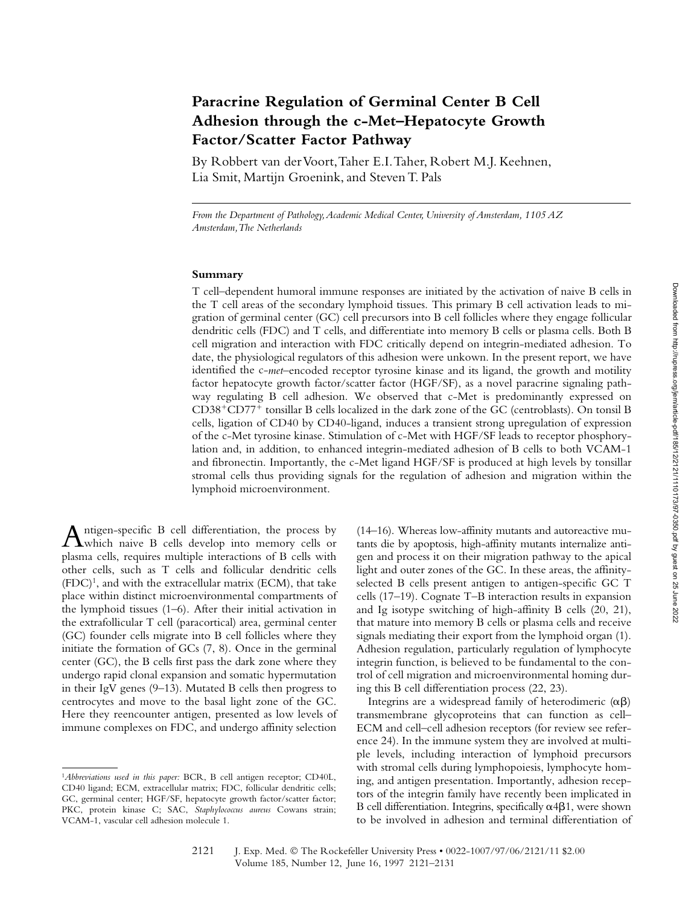# Paracrine Regulation of Germinal Center B Cell Adhesion through the c-Met–Hepatocyte Growth Factor/Scatter Factor Pathway

By Robbert van der Voort, Taher E.I. Taher, Robert M.J. Keehnen, Lia Smit, Martijn Groenink, and Steven T. Pals

*From the Department of Pathology, Academic Medical Center, University of Amsterdam, 1105 AZ Amsterdam, The Netherlands*

## Summary

T cell–dependent humoral immune responses are initiated by the activation of naive B cells in the T cell areas of the secondary lymphoid tissues. This primary B cell activation leads to migration of germinal center (GC) cell precursors into B cell follicles where they engage follicular dendritic cells (FDC) and T cells, and differentiate into memory B cells or plasma cells. Both B cell migration and interaction with FDC critically depend on integrin-mediated adhesion. To date, the physiological regulators of this adhesion were unkown. In the present report, we have identified the c-*met*–encoded receptor tyrosine kinase and its ligand, the growth and motility factor hepatocyte growth factor/scatter factor (HGF/SF), as a novel paracrine signaling pathway regulating B cell adhesion. We observed that c-Met is predominantly expressed on CD38$^+$CD77$^+$ tonsillar B cells localized in the dark zone of the GC (centroblasts). On tonsil B cells, ligation of CD40 by CD40-ligand, induces a transient strong upregulation of expression of the c-Met tyrosine kinase. Stimulation of c-Met with HGF/SF leads to receptor phosphorylation and, in addition, to enhanced integrin-mediated adhesion of B cells to both VCAM-1 and fibronectin. Importantly, the c-Met ligand HGF/SF is produced at high levels by tonsillar stromal cells thus providing signals for the regulation of adhesion and migration within the lymphoid microenvironment.

Antigen-specific B cell differentiation, the process by which naive B cells develop into memory cells or plasma cells, requires multiple interactions of B cells with other cells, such as T cells and follicular dendritic cells (FDC)[1], and with the extracellular matrix (ECM), that take place within distinct microenvironmental compartments of the lymphoid tissues (1–6). After their initial activation in the extrafollicular T cell (paracortical) area, germinal center (GC) founder cells migrate into B cell follicles where they initiate the formation of GCs (7, 8). Once in the germinal center (GC), the B cells first pass the dark zone where they undergo rapid clonal expansion and somatic hypermutation in their IgV genes (9–13). Mutated B cells then progress to centrocytes and move to the basal light zone of the GC. Here they reencounter antigen, presented as low levels of immune complexes on FDC, and undergo affinity selection (14–16). Whereas low-affinity mutants and autoreactive mutants die by apoptosis, high-affinity mutants internalize antigen and process it on their migration pathway to the apical light and outer zones of the GC. In these areas, the affinity-selected B cells present antigen to antigen-specific GC T cells (17–19). Cognate T–B interaction results in expansion and Ig isotype switching of high-affinity B cells (20, 21), that mature into memory B cells or plasma cells and receive signals mediating their export from the lymphoid organ (1). Adhesion regulation, particularly regulation of lymphocyte integrin function, is believed to be fundamental to the control of cell migration and microenvironmental homing during this B cell differentiation process (22, 23).

Integrins are a widespread family of heterodimeric (αβ) transmembrane glycoproteins that can function as cell–ECM and cell–cell adhesion receptors (for review see reference 24). In the immune system they are involved at multiple levels, including interaction of lymphoid precursors with stromal cells during lymphopoiesis, lymphocyte homing, and antigen presentation. Importantly, adhesion receptors of the integrin family have recently been implicated in B cell differentiation. Integrins, specifically α4β1, were shown to be involved in adhesion and terminal differentiation of

[1]*Abbreviations used in this paper:* BCR, B cell antigen receptor; CD40L, CD40 ligand; ECM, extracellular matrix; FDC, follicular dendritic cells; GC, germinal center; HGF/SF, hepatocyte growth factor/scatter factor; PKC, protein kinase C; SAC, *Staphylococcus aureus* Cowans strain; VCAM-1, vascular cell adhesion molecule 1.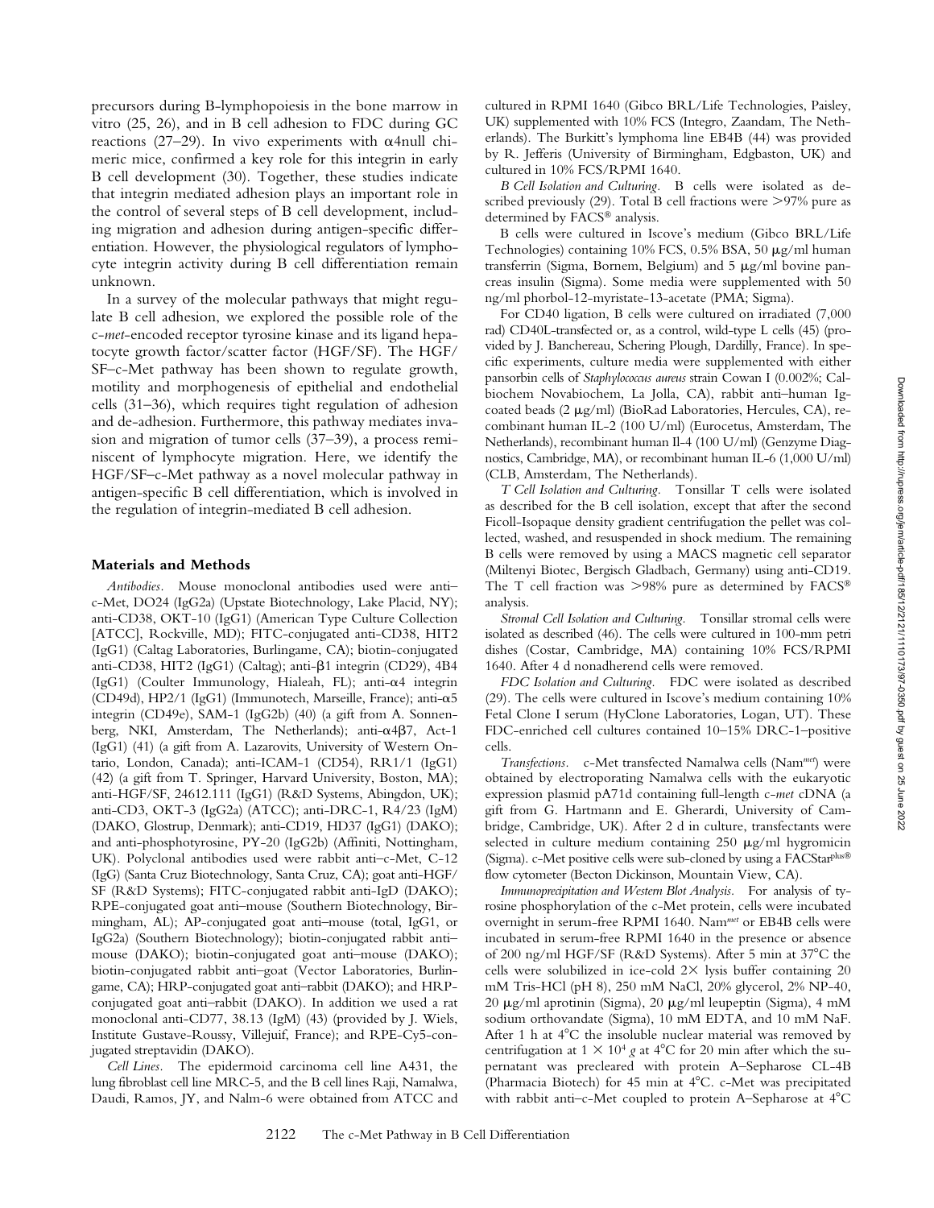precursors during B-lymphopoiesis in the bone marrow in vitro (25, 26), and in B cell adhesion to FDC during GC reactions (27–29). In vivo experiments with α4null chimeric mice, confirmed a key role for this integrin in early B cell development (30). Together, these studies indicate that integrin mediated adhesion plays an important role in the control of several steps of B cell development, including migration and adhesion during antigen-specific differentiation. However, the physiological regulators of lymphocyte integrin activity during B cell differentiation remain unknown.

In a survey of the molecular pathways that might regulate B cell adhesion, we explored the possible role of the c-*met*-encoded receptor tyrosine kinase and its ligand hepatocyte growth factor/scatter factor (HGF/SF). The HGF/SF–c-Met pathway has been shown to regulate growth, motility and morphogenesis of epithelial and endothelial cells (31–36), which requires tight regulation of adhesion and de-adhesion. Furthermore, this pathway mediates invasion and migration of tumor cells (37–39), a process reminiscent of lymphocyte migration. Here, we identify the HGF/SF–c-Met pathway as a novel molecular pathway in antigen-specific B cell differentiation, which is involved in the regulation of integrin-mediated B cell adhesion.

## Materials and Methods

*Antibodies.* Mouse monoclonal antibodies used were anti–c-Met, DO24 (IgG2a) (Upstate Biotechnology, Lake Placid, NY); anti-CD38, OKT-10 (IgG1) (American Type Culture Collection [ATCC], Rockville, MD); FITC-conjugated anti-CD38, HIT2 (IgG1) (Caltag Laboratories, Burlingame, CA); biotin-conjugated anti-CD38, HIT2 (IgG1) (Caltag); anti-β1 integrin (CD29), 4B4 (IgG1) (Coulter Immunology, Hialeah, FL); anti-α4 integrin (CD49d), HP2/1 (IgG1) (Immunotech, Marseille, France); anti-α5 integrin (CD49e), SAM-1 (IgG2b) (40) (a gift from A. Sonnenberg, NKI, Amsterdam, The Netherlands); anti-α4β7, Act-1 (IgG1) (41) (a gift from A. Lazarovits, University of Western Ontario, London, Canada); anti-ICAM-1 (CD54), RR1/1 (IgG1) (42) (a gift from T. Springer, Harvard University, Boston, MA); anti-HGF/SF, 24612.111 (IgG1) (R&D Systems, Abingdon, UK); anti-CD3, OKT-3 (IgG2a) (ATCC); anti-DRC-1, R4/23 (IgM) (DAKO, Glostrup, Denmark); anti-CD19, HD37 (IgG1) (DAKO); and anti-phosphotyrosine, PY-20 (IgG2b) (Affiniti, Nottingham, UK). Polyclonal antibodies used were rabbit anti–c-Met, C-12 (IgG) (Santa Cruz Biotechnology, Santa Cruz, CA); goat anti-HGF/SF (R&D Systems); FITC-conjugated rabbit anti-IgD (DAKO); RPE-conjugated goat anti–mouse (Southern Biotechnology, Birmingham, AL); AP-conjugated goat anti–mouse (total, IgG1, or IgG2a) (Southern Biotechnology); biotin-conjugated rabbit anti–mouse (DAKO); biotin-conjugated goat anti–mouse (DAKO); biotin-conjugated rabbit anti–goat (Vector Laboratories, Burlingame, CA); HRP-conjugated goat anti–rabbit (DAKO); and HRP-conjugated goat anti–rabbit (DAKO). In addition we used a rat monoclonal anti-CD77, 38.13 (IgM) (43) (provided by J. Wiels, Institute Gustave-Roussy, Villejuif, France); and RPE-Cy5-conjugated streptavidin (DAKO).

*Cell Lines.* The epidermoid carcinoma cell line A431, the lung fibroblast cell line MRC-5, and the B cell lines Raji, Namalwa, Daudi, Ramos, JY, and Nalm-6 were obtained from ATCC and cultured in RPMI 1640 (Gibco BRL/Life Technologies, Paisley, UK) supplemented with 10% FCS (Integro, Zaandam, The Netherlands). The Burkitt's lymphoma line EB4B (44) was provided by R. Jefferis (University of Birmingham, Edgbaston, UK) and cultured in 10% FCS/RPMI 1640.

*B Cell Isolation and Culturing.* B cells were isolated as described previously (29). Total B cell fractions were >97% pure as determined by FACS® analysis.

B cells were cultured in Iscove's medium (Gibco BRL/Life Technologies) containing 10% FCS, 0.5% BSA, 50 μg/ml human transferrin (Sigma, Bornem, Belgium) and 5 μg/ml bovine pancreas insulin (Sigma). Some media were supplemented with 50 ng/ml phorbol-12-myristate-13-acetate (PMA; Sigma).

For CD40 ligation, B cells were cultured on irradiated (7,000 rad) CD40L-transfected or, as a control, wild-type L cells (45) (provided by J. Banchereau, Schering Plough, Dardilly, France). In specific experiments, culture media were supplemented with either pansorbin cells of *Staphylococcus aureus* strain Cowan I (0.002%; Calbiochem Novabiochem, La Jolla, CA), rabbit anti–human Ig-coated beads (2 μg/ml) (BioRad Laboratories, Hercules, CA), recombinant human IL-2 (100 U/ml) (Eurocetus, Amsterdam, The Netherlands), recombinant human Il-4 (100 U/ml) (Genzyme Diagnostics, Cambridge, MA), or recombinant human IL-6 (1,000 U/ml) (CLB, Amsterdam, The Netherlands).

*T Cell Isolation and Culturing.* Tonsillar T cells were isolated as described for the B cell isolation, except that after the second Ficoll-Isopaque density gradient centrifugation the pellet was collected, washed, and resuspended in shock medium. The remaining B cells were removed by using a MACS magnetic cell separator (Miltenyi Biotec, Bergisch Gladbach, Germany) using anti-CD19. The T cell fraction was >98% pure as determined by FACS® analysis.

*Stromal Cell Isolation and Culturing.* Tonsillar stromal cells were isolated as described (46). The cells were cultured in 100-mm petri dishes (Costar, Cambridge, MA) containing 10% FCS/RPMI 1640. After 4 d nonadherend cells were removed.

*FDC Isolation and Culturing.* FDC were isolated as described (29). The cells were cultured in Iscove's medium containing 10% Fetal Clone I serum (HyClone Laboratories, Logan, UT). These FDC-enriched cell cultures contained 10–15% DRC-1–positive cells.

*Transfections.* c-Met transfected Namalwa cells (Nam*met*) were obtained by electroporating Namalwa cells with the eukaryotic expression plasmid pA71d containing full-length c-*met* cDNA (a gift from G. Hartmann and E. Gherardi, University of Cambridge, Cambridge, UK). After 2 d in culture, transfectants were selected in culture medium containing 250 μg/ml hygromicin (Sigma). c-Met positive cells were sub-cloned by using a FACStar*plus*® flow cytometer (Becton Dickinson, Mountain View, CA).

*Immunoprecipitation and Western Blot Analysis.* For analysis of tyrosine phosphorylation of the c-Met protein, cells were incubated overnight in serum-free RPMI 1640. Nam*met* or EB4B cells were incubated in serum-free RPMI 1640 in the presence or absence of 200 ng/ml HGF/SF (R&D Systems). After 5 min at 37°C the cells were solubilized in ice-cold 2× lysis buffer containing 20 mM Tris-HCl (pH 8), 250 mM NaCl, 20% glycerol, 2% NP-40, 20 μg/ml aprotinin (Sigma), 20 μg/ml leupeptin (Sigma), 4 mM sodium orthovandate (Sigma), 10 mM EDTA, and 10 mM NaF. After 1 h at 4°C the insoluble nuclear material was removed by centrifugation at $1 \times 10^4$ *g* at 4°C for 20 min after which the supernatant was precleared with protein A–Sepharose CL-4B (Pharmacia Biotech) for 45 min at 4°C. c-Met was precipitated with rabbit anti–c-Met coupled to protein A–Sepharose at 4°C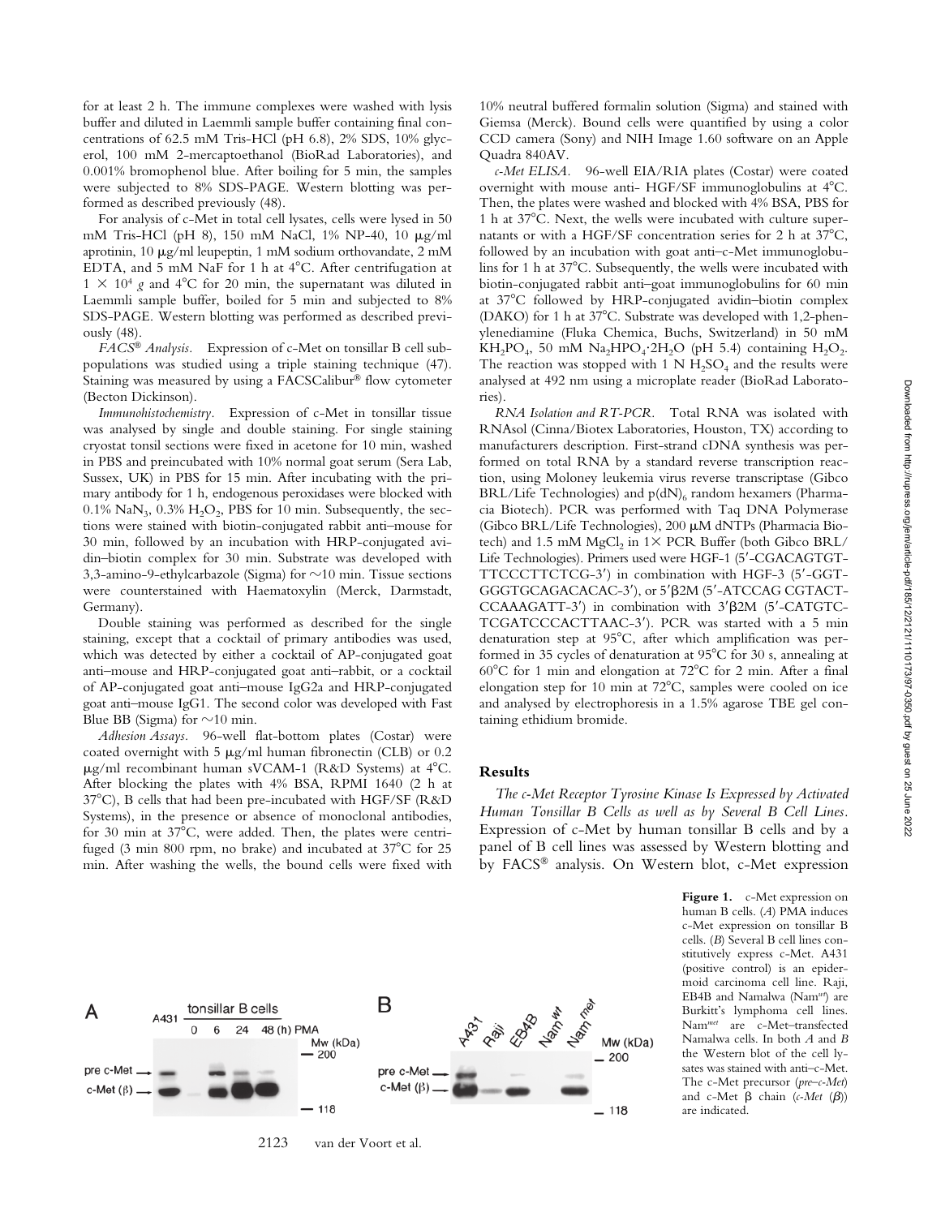for at least 2 h. The immune complexes were washed with lysis buffer and diluted in Laemmli sample buffer containing final concentrations of 62.5 mM Tris-HCl (pH 6.8), 2% SDS, 10% glycerol, 100 mM 2-mercaptoethanol (BioRad Laboratories), and 0.001% bromophenol blue. After boiling for 5 min, the samples were subjected to 8% SDS-PAGE. Western blotting was performed as described previously (48).

For analysis of c-Met in total cell lysates, cells were lysed in 50 mM Tris-HCl (pH 8), 150 mM NaCl, 1% NP-40, 10 μg/ml aprotinin, 10 μg/ml leupeptin, 1 mM sodium orthovandate, 2 mM EDTA, and 5 mM NaF for 1 h at 4°C. After centrifugation at $1 \times 10^4$ *g* and 4°C for 20 min, the supernatant was diluted in Laemmli sample buffer, boiled for 5 min and subjected to 8% SDS-PAGE. Western blotting was performed as described previously (48).

*FACS® Analysis.* Expression of c-Met on tonsillar B cell subpopulations was studied using a triple staining technique (47). Staining was measured by using a FACSCalibur® flow cytometer (Becton Dickinson).

*Immunohistochemistry.* Expression of c-Met in tonsillar tissue was analysed by single and double staining. For single staining cryostat tonsil sections were fixed in acetone for 10 min, washed in PBS and preincubated with 10% normal goat serum (Sera Lab, Sussex, UK) in PBS for 15 min. After incubating with the primary antibody for 1 h, endogenous peroxidases were blocked with 0.1% $NaN_3$, 0.3% $H_2O_2$, PBS for 10 min. Subsequently, the sections were stained with biotin-conjugated rabbit anti–mouse for 30 min, followed by an incubation with HRP-conjugated avidin–biotin complex for 30 min. Substrate was developed with 3,3-amino-9-ethylcarbazole (Sigma) for ~10 min. Tissue sections were counterstained with Haematoxylin (Merck, Darmstadt, Germany).

Double staining was performed as described for the single staining, except that a cocktail of primary antibodies was used, which was detected by either a cocktail of AP-conjugated goat anti–mouse and HRP-conjugated goat anti–rabbit, or a cocktail of AP-conjugated goat anti–mouse IgG2a and HRP-conjugated goat anti–mouse IgG1. The second color was developed with Fast Blue BB (Sigma) for ~10 min.

*Adhesion Assays.* 96-well flat-bottom plates (Costar) were coated overnight with 5 μg/ml human fibronectin (CLB) or 0.2 μg/ml recombinant human sVCAM-1 (R&D Systems) at 4°C. After blocking the plates with 4% BSA, RPMI 1640 (2 h at 37°C), B cells that had been pre-incubated with HGF/SF (R&D Systems), in the presence or absence of monoclonal antibodies, for 30 min at 37°C, were added. Then, the plates were centrifuged (3 min 800 rpm, no brake) and incubated at 37°C for 25 min. After washing the wells, the bound cells were fixed with 10% neutral buffered formalin solution (Sigma) and stained with Giemsa (Merck). Bound cells were quantified by using a color CCD camera (Sony) and NIH Image 1.60 software on an Apple Quadra 840AV.

*c-Met ELISA.* 96-well EIA/RIA plates (Costar) were coated overnight with mouse anti- HGF/SF immunoglobulins at 4°C. Then, the plates were washed and blocked with 4% BSA, PBS for 1 h at 37°C. Next, the wells were incubated with culture supernatants or with a HGF/SF concentration series for 2 h at 37°C, followed by an incubation with goat anti–c-Met immunoglobulins for 1 h at 37°C. Subsequently, the wells were incubated with biotin-conjugated rabbit anti–goat immunoglobulins for 60 min at 37°C followed by HRP-conjugated avidin–biotin complex (DAKO) for 1 h at 37°C. Substrate was developed with 1,2-phenylenediamine (Fluka Chemica, Buchs, Switzerland) in 50 mM $KH_2PO_4$, 50 mM $Na_2HPO_4{\cdot}2H_2O$ (pH 5.4) containing $H_2O_2$. The reaction was stopped with 1 N $H_2SO_4$ and the results were analysed at 492 nm using a microplate reader (BioRad Laboratories).

*RNA Isolation and RT-PCR.* Total RNA was isolated with RNAsol (Cinna/Biotex Laboratories, Houston, TX) according to manufacturers description. First-strand cDNA synthesis was performed on total RNA by a standard reverse transcription reaction, using Moloney leukemia virus reverse transcriptase (Gibco BRL/Life Technologies) and $p(dN)_6$ random hexamers (Pharmacia Biotech). PCR was performed with Taq DNA Polymerase (Gibco BRL/Life Technologies), 200 μM dNTPs (Pharmacia Biotech) and 1.5 mM $MgCl_2$ in 1× PCR Buffer (both Gibco BRL/Life Technologies). Primers used were HGF-1 (5′-CGACAGTGTTTCCCTTCTCG-3′) in combination with HGF-3 (5′-GGTGGGTGCAGACACAC-3′), or 5′β2M (5′-ATCCAG CGTACTCCAAAGATT-3′) in combination with 3′β2M (5′-CATGTCTCGATCCCACTTAAC-3′). PCR was started with a 5 min denaturation step at 95°C, after which amplification was performed in 35 cycles of denaturation at 95°C for 30 s, annealing at 60°C for 1 min and elongation at 72°C for 2 min. After a final elongation step for 10 min at 72°C, samples were cooled on ice and analysed by electrophoresis in a 1.5% agarose TBE gel containing ethidium bromide.

## Results

*The c-Met Receptor Tyrosine Kinase Is Expressed by Activated Human Tonsillar B Cells as well as by Several B Cell Lines.* Expression of c-Met by human tonsillar B cells and by a panel of B cell lines was assessed by Western blotting and by FACS® analysis. On Western blot, c-Met expression

**Figure 1.** c-Met expression on human B cells. (*A*) PMA induces c-Met expression on tonsillar B cells. (*B*) Several B cell lines constitutively express c-Met. A431 (positive control) is an epidermoid carcinoma cell line. Raji, EB4B and Namalwa (Nam[wt]) are Burkitt's lymphoma cell lines. Nam[met] are c-Met–transfected Namalwa cells. In both *A* and *B* the Western blot of the cell lysates was stained with anti–c-Met. The c-Met precursor (*pre–c-Met*) and c-Met β chain (*c-Met (β)*) are indicated.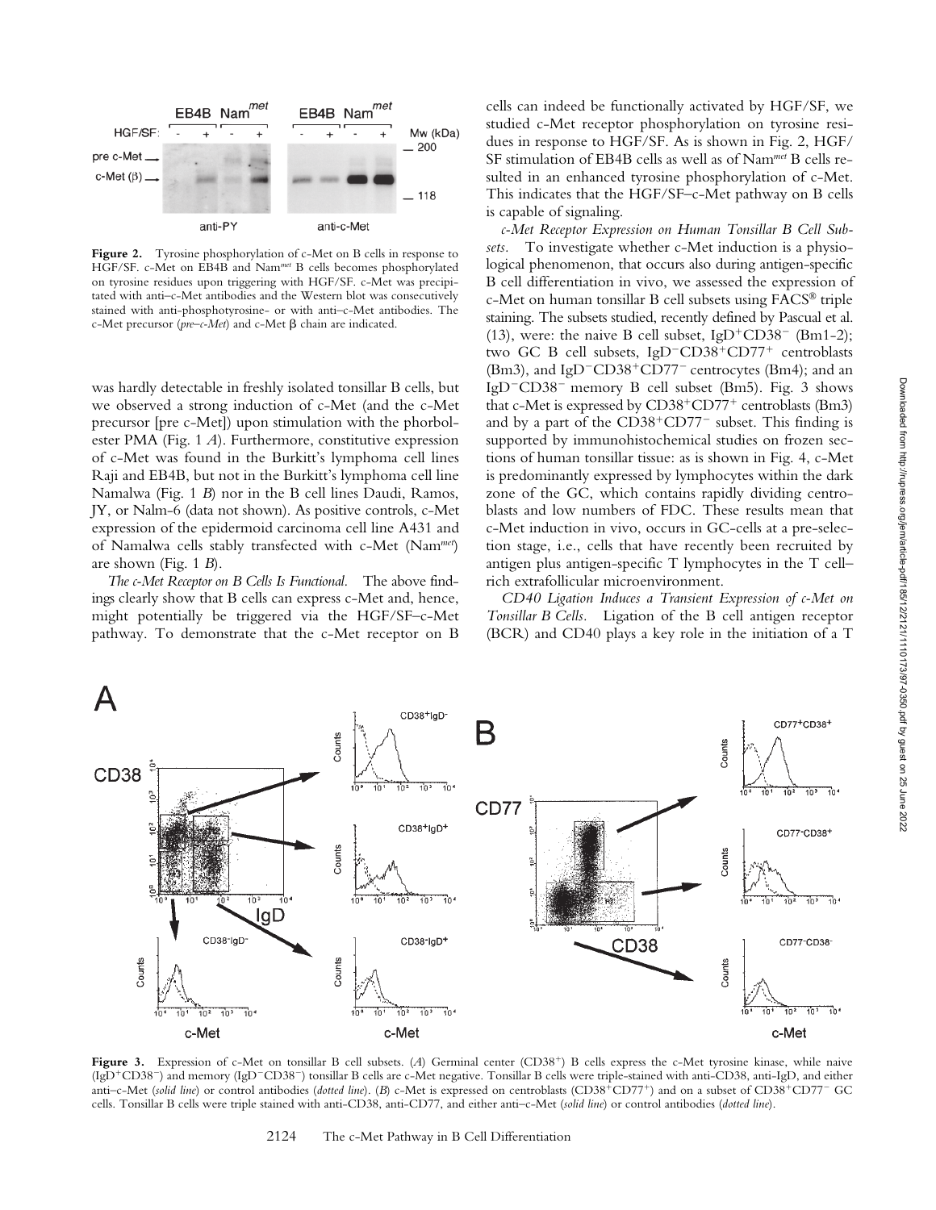**Figure 2.** Tyrosine phosphorylation of c-Met on B cells in response to HGF/SF. c-Met on EB4B and Nam$^{met}$ B cells becomes phosphorylated on tyrosine residues upon triggering with HGF/SF. c-Met was precipitated with anti–c-Met antibodies and the Western blot was consecutively stained with anti-phosphotyrosine- or with anti–c-Met antibodies. The c-Met precursor (*pre–c-Met*) and c-Met β chain are indicated.

was hardly detectable in freshly isolated tonsillar B cells, but we observed a strong induction of c-Met (and the c-Met precursor [pre c-Met]) upon stimulation with the phorbolester PMA (Fig. 1 *A*). Furthermore, constitutive expression of c-Met was found in the Burkitt's lymphoma cell lines Raji and EB4B, but not in the Burkitt's lymphoma cell line Namalwa (Fig. 1 *B*) nor in the B cell lines Daudi, Ramos, JY, or Nalm-6 (data not shown). As positive controls, c-Met expression of the epidermoid carcinoma cell line A431 and of Namalwa cells stably transfected with c-Met (Nam$^{met}$) are shown (Fig. 1 *B*).

*The c-Met Receptor on B Cells Is Functional.* The above findings clearly show that B cells can express c-Met and, hence, might potentially be triggered via the HGF/SF–c-Met pathway. To demonstrate that the c-Met receptor on B cells can indeed be functionally activated by HGF/SF, we studied c-Met receptor phosphorylation on tyrosine residues in response to HGF/SF. As is shown in Fig. 2, HGF/SF stimulation of EB4B cells as well as of Nam$^{met}$ B cells resulted in an enhanced tyrosine phosphorylation of c-Met. This indicates that the HGF/SF–c-Met pathway on B cells is capable of signaling.

*c-Met Receptor Expression on Human Tonsillar B Cell Subsets.* To investigate whether c-Met induction is a physiological phenomenon, that occurs also during antigen-specific B cell differentiation in vivo, we assessed the expression of c-Met on human tonsillar B cell subsets using FACS® triple staining. The subsets studied, recently defined by Pascual et al. (13), were: the naive B cell subset, IgD$^+$CD38$^-$ (Bm1-2); two GC B cell subsets, IgD$^-$CD38$^+$CD77$^+$ centroblasts (Bm3), and IgD$^-$CD38$^+$CD77$^-$ centrocytes (Bm4); and an IgD$^-$CD38$^-$ memory B cell subset (Bm5). Fig. 3 shows that c-Met is expressed by CD38$^+$CD77$^+$ centroblasts (Bm3) and by a part of the CD38$^+$CD77$^-$ subset. This finding is supported by immunohistochemical studies on frozen sections of human tonsillar tissue: as is shown in Fig. 4, c-Met is predominantly expressed by lymphocytes within the dark zone of the GC, which contains rapidly dividing centroblasts and low numbers of FDC. These results mean that c-Met induction in vivo, occurs in GC-cells at a pre-selection stage, i.e., cells that have recently been recruited by antigen plus antigen-specific T lymphocytes in the T cell–rich extrafollicular microenvironment.

*CD40 Ligation Induces a Transient Expression of c-Met on Tonsillar B Cells.* Ligation of the B cell antigen receptor (BCR) and CD40 plays a key role in the initiation of a T

**Figure 3.** Expression of c-Met on tonsillar B cell subsets. (*A*) Germinal center (CD38$^+$) B cells express the c-Met tyrosine kinase, while naive (IgD$^+$CD38$^-$) and memory (IgD$^-$CD38$^-$) tonsillar B cells are c-Met negative. Tonsillar B cells were triple-stained with anti-CD38, anti-IgD, and either anti–c-Met (*solid line*) or control antibodies (*dotted line*). (*B*) c-Met is expressed on centroblasts (CD38$^+$CD77$^+$) and on a subset of CD38$^+$CD77$^-$ GC cells. Tonsillar B cells were triple stained with anti-CD38, anti-CD77, and either anti–c-Met (*solid line*) or control antibodies (*dotted line*).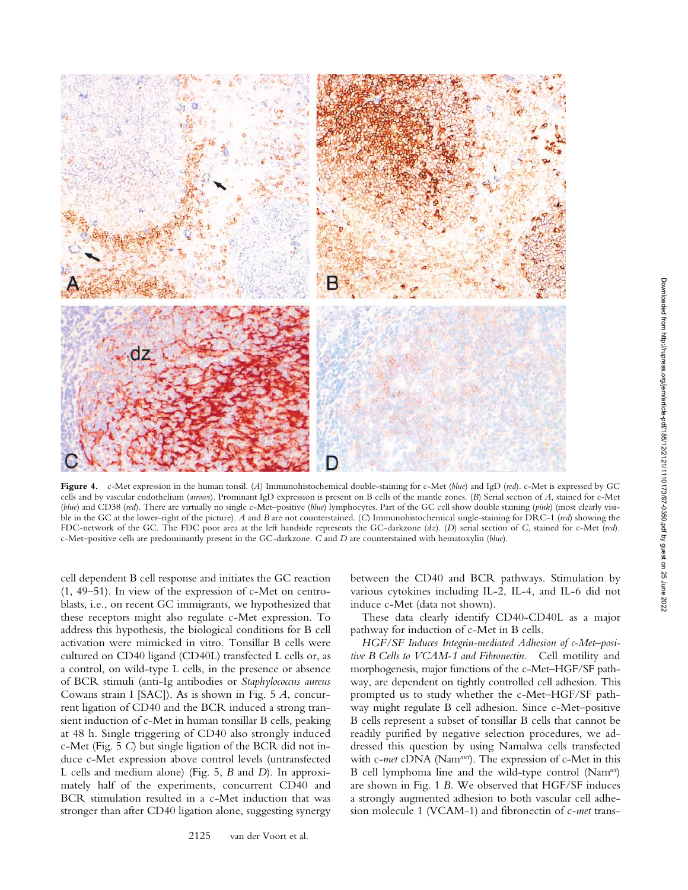**Figure 4.** c-Met expression in the human tonsil. (*A*) Immunohistochemical double-staining for c-Met (*blue*) and IgD (*red*). c-Met is expressed by GC cells and by vascular endothelium (*arrows*). Prominant IgD expression is present on B cells of the mantle zones. (*B*) Serial section of *A*, stained for c-Met (*blue*) and CD38 (*red*). There are virtually no single c-Met–positive (*blue*) lymphocytes. Part of the GC cell show double staining (*pink*) (most clearly visible in the GC at the lower-right of the picture). *A* and *B* are not counterstained. (*C*) Immunohistochemical single-staining for DRC-1 (*red*) showing the FDC-network of the GC. The FDC poor area at the left handside represents the GC-darkzone (*dz*). (*D*) serial section of *C*, stained for c-Met (*red*). c-Met–positive cells are predominantly present in the GC-darkzone. *C* and *D* are counterstained with hematoxylin (*blue*).

cell dependent B cell response and initiates the GC reaction (1, 49–51). In view of the expression of c-Met on centroblasts, i.e., on recent GC immigrants, we hypothesized that these receptors might also regulate c-Met expression. To address this hypothesis, the biological conditions for B cell activation were mimicked in vitro. Tonsillar B cells were cultured on CD40 ligand (CD40L) transfected L cells or, as a control, on wild-type L cells, in the presence or absence of BCR stimuli (anti-Ig antibodies or *Staphylococcus aureus* Cowans strain I [SAC]). As is shown in Fig. 5 *A*, concurrent ligation of CD40 and the BCR induced a strong transient induction of c-Met in human tonsillar B cells, peaking at 48 h. Single triggering of CD40 also strongly induced c-Met (Fig. 5 *C*) but single ligation of the BCR did not induce c-Met expression above control levels (untransfected L cells and medium alone) (Fig. 5, *B* and *D*). In approximately half of the experiments, concurrent CD40 and BCR stimulation resulted in a c-Met induction that was stronger than after CD40 ligation alone, suggesting synergy between the CD40 and BCR pathways. Stimulation by various cytokines including IL-2, IL-4, and IL-6 did not induce c-Met (data not shown).

These data clearly identify CD40-CD40L as a major pathway for induction of c-Met in B cells.

*HGF/SF Induces Integrin-mediated Adhesion of c-Met–positive B Cells to VCAM-1 and Fibronectin.* Cell motility and morphogenesis, major functions of the c-Met–HGF/SF pathway, are dependent on tightly controlled cell adhesion. This prompted us to study whether the c-Met–HGF/SF pathway might regulate B cell adhesion. Since c-Met–positive B cells represent a subset of tonsillar B cells that cannot be readily purified by negative selection procedures, we addressed this question by using Namalwa cells transfected with c-*met* cDNA (Nam[met]). The expression of c-Met in this B cell lymphoma line and the wild-type control (Nam[wt]) are shown in Fig. 1 *B*. We observed that HGF/SF induces a strongly augmented adhesion to both vascular cell adhesion molecule 1 (VCAM-1) and fibronectin of c-*met* trans-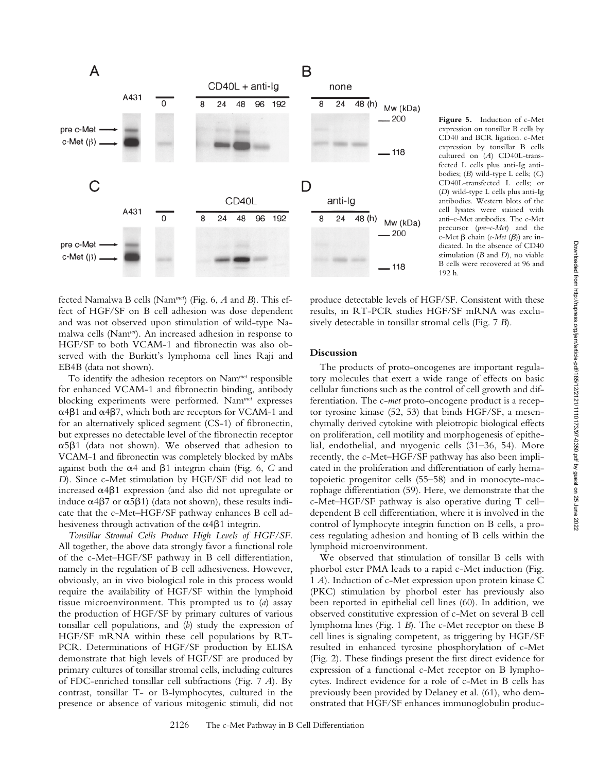**Figure 5.** Induction of c-Met expression on tonsillar B cells by CD40 and BCR ligation. c-Met expression by tonsillar B cells cultured on (*A*) CD40L-transfected L cells plus anti-Ig antibodies; (*B*) wild-type L cells; (*C*) CD40L-transfected L cells; or (*D*) wild-type L cells plus anti-Ig antibodies. Western blots of the cell lysates were stained with anti–c-Met antibodies. The c-Met precursor (*pre–c-Met*) and the c-Met β chain (*c-Met (β)*) are indicated. In the absence of CD40 stimulation (*B* and *D*), no viable B cells were recovered at 96 and 192 h.

fected Namalwa B cells (Nam$^{met}$) (Fig. 6, *A* and *B*). This effect of HGF/SF on B cell adhesion was dose dependent and was not observed upon stimulation of wild-type Namalwa cells (Nam$^{wt}$). An increased adhesion in response to HGF/SF to both VCAM-1 and fibronectin was also observed with the Burkitt's lymphoma cell lines Raji and EB4B (data not shown).

To identify the adhesion receptors on Nam$^{met}$ responsible for enhanced VCAM-1 and fibronectin binding, antibody blocking experiments were performed. Nam$^{met}$ expresses α4β1 and α4β7, which both are receptors for VCAM-1 and for an alternatively spliced segment (CS-1) of fibronectin, but expresses no detectable level of the fibronectin receptor α5β1 (data not shown). We observed that adhesion to VCAM-1 and fibronectin was completely blocked by mAbs against both the α4 and β1 integrin chain (Fig. 6, *C* and *D*). Since c-Met stimulation by HGF/SF did not lead to increased α4β1 expression (and also did not upregulate or induce α4β7 or α5β1) (data not shown), these results indicate that the c-Met–HGF/SF pathway enhances B cell adhesiveness through activation of the α4β1 integrin.

*Tonsillar Stromal Cells Produce High Levels of HGF/SF.* All together, the above data strongly favor a functional role of the c-Met–HGF/SF pathway in B cell differentiation, namely in the regulation of B cell adhesiveness. However, obviously, an in vivo biological role in this process would require the availability of HGF/SF within the lymphoid tissue microenvironment. This prompted us to (*a*) assay the production of HGF/SF by primary cultures of various tonsillar cell populations, and (*b*) study the expression of HGF/SF mRNA within these cell populations by RT-PCR. Determinations of HGF/SF production by ELISA demonstrate that high levels of HGF/SF are produced by primary cultures of tonsillar stromal cells, including cultures of FDC-enriched tonsillar cell subfractions (Fig. 7 *A*). By contrast, tonsillar T- or B-lymphocytes, cultured in the presence or absence of various mitogenic stimuli, did not produce detectable levels of HGF/SF. Consistent with these results, in RT-PCR studies HGF/SF mRNA was exclusively detectable in tonsillar stromal cells (Fig. 7 *B*).

## Discussion

The products of proto-oncogenes are important regulatory molecules that exert a wide range of effects on basic cellular functions such as the control of cell growth and differentiation. The *c-met* proto-oncogene product is a receptor tyrosine kinase (52, 53) that binds HGF/SF, a mesenchymally derived cytokine with pleiotropic biological effects on proliferation, cell motility and morphogenesis of epithelial, endothelial, and myogenic cells (31–36, 54). More recently, the c-Met–HGF/SF pathway has also been implicated in the proliferation and differentiation of early hematopoietic progenitor cells (55–58) and in monocyte-macrophage differentiation (59). Here, we demonstrate that the c-Met–HGF/SF pathway is also operative during T cell–dependent B cell differentiation, where it is involved in the control of lymphocyte integrin function on B cells, a process regulating adhesion and homing of B cells within the lymphoid microenvironment.

We observed that stimulation of tonsillar B cells with phorbol ester PMA leads to a rapid c-Met induction (Fig. 1 *A*). Induction of c-Met expression upon protein kinase C (PKC) stimulation by phorbol ester has previously also been reported in epithelial cell lines (60). In addition, we observed constitutive expression of c-Met on several B cell lymphoma lines (Fig. 1 *B*). The c-Met receptor on these B cell lines is signaling competent, as triggering by HGF/SF resulted in enhanced tyrosine phosphorylation of c-Met (Fig. 2). These findings present the first direct evidence for expression of a functional c-Met receptor on B lymphocytes. Indirect evidence for a role of c-Met in B cells has previously been provided by Delaney et al. (61), who demonstrated that HGF/SF enhances immunoglobulin produc-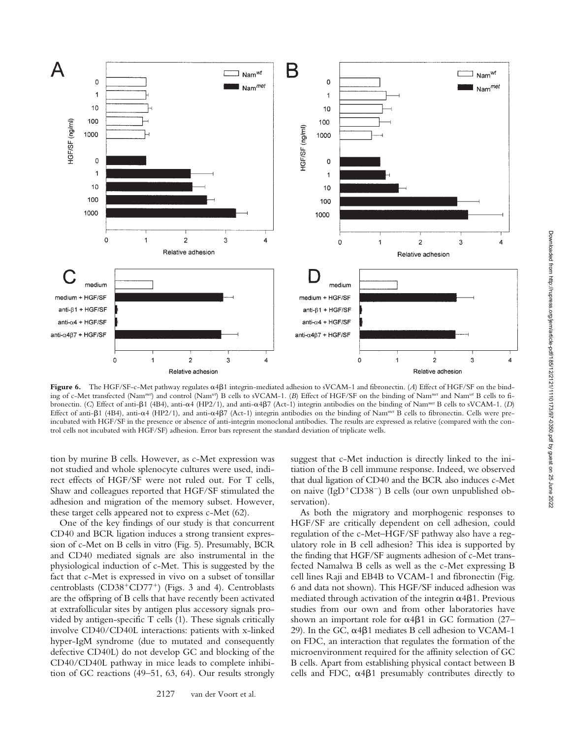**Figure 6.** The HGF/SF-c-Met pathway regulates α4β1 integrin-mediated adhesion to sVCAM-1 and fibronectin. (*A*) Effect of HGF/SF on the binding of c-Met transfected (Nam$^{met}$) and control (Nam$^{wt}$) B cells to sVCAM-1. (*B*) Effect of HGF/SF on the binding of Nam$^{met}$ and Nam$^{wt}$ B cells to fibronectin. (*C*) Effect of anti-β1 (4B4), anti-α4 (HP2/1), and anti-α4β7 (Act-1) integrin antibodies on the binding of Nam$^{met}$ B cells to sVCAM-1. (*D*) Effect of anti-β1 (4B4), anti-α4 (HP2/1), and anti-α4β7 (Act-1) integrin antibodies on the binding of Nam$^{met}$ B cells to fibronectin. Cells were preincubated with HGF/SF in the presence or absence of anti-integrin monoclonal antibodies. The results are expressed as relative (compared with the control cells not incubated with HGF/SF) adhesion. Error bars represent the standard deviation of triplicate wells.

tion by murine B cells. However, as c-Met expression was not studied and whole splenocyte cultures were used, indirect effects of HGF/SF were not ruled out. For T cells, Shaw and colleagues reported that HGF/SF stimulated the adhesion and migration of the memory subset. However, these target cells appeared not to express c-Met (62).

One of the key findings of our study is that concurrent CD40 and BCR ligation induces a strong transient expression of c-Met on B cells in vitro (Fig. 5). Presumably, BCR and CD40 mediated signals are also instrumental in the physiological induction of c-Met. This is suggested by the fact that c-Met is expressed in vivo on a subset of tonsillar centroblasts (CD38$^{+}$CD77$^{+}$) (Figs. 3 and 4). Centroblasts are the offspring of B cells that have recently been activated at extrafollicular sites by antigen plus accessory signals provided by antigen-specific T cells (1). These signals critically involve CD40/CD40L interactions: patients with x-linked hyper-IgM syndrome (due to mutated and consequently defective CD40L) do not develop GC and blocking of the CD40/CD40L pathway in mice leads to complete inhibition of GC reactions (49–51, 63, 64). Our results strongly suggest that c-Met induction is directly linked to the initiation of the B cell immune response. Indeed, we observed that dual ligation of CD40 and the BCR also induces c-Met on naive (IgD$^{+}$CD38$^{-}$) B cells (our own unpublished observation).

As both the migratory and morphogenic responses to HGF/SF are critically dependent on cell adhesion, could regulation of the c-Met–HGF/SF pathway also have a regulatory role in B cell adhesion? This idea is supported by the finding that HGF/SF augments adhesion of c-Met transfected Namalwa B cells as well as the c-Met expressing B cell lines Raji and EB4B to VCAM-1 and fibronectin (Fig. 6 and data not shown). This HGF/SF induced adhesion was mediated through activation of the integrin α4β1. Previous studies from our own and from other laboratories have shown an important role for α4β1 in GC formation (27–29). In the GC, α4β1 mediates B cell adhesion to VCAM-1 on FDC, an interaction that regulates the formation of the microenvironment required for the affinity selection of GC B cells. Apart from establishing physical contact between B cells and FDC, α4β1 presumably contributes directly to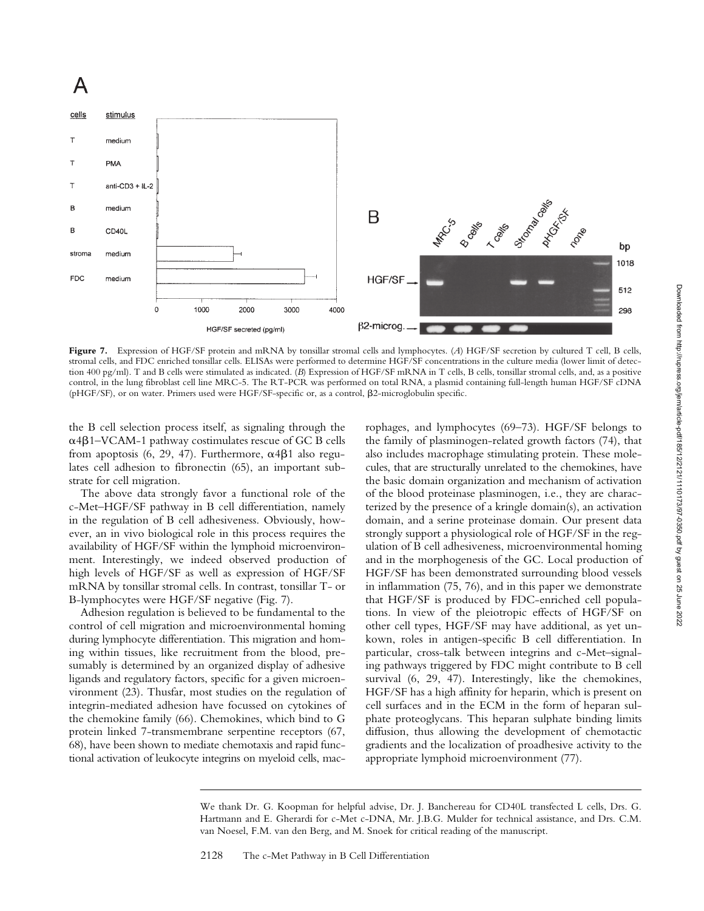**Figure 7.** Expression of HGF/SF protein and mRNA by tonsillar stromal cells and lymphocytes. (*A*) HGF/SF secretion by cultured T cell, B cells, stromal cells, and FDC enriched tonsillar cells. ELISAs were performed to determine HGF/SF concentrations in the culture media (lower limit of detection 400 pg/ml). T and B cells were stimulated as indicated. (*B*) Expression of HGF/SF mRNA in T cells, B cells, tonsillar stromal cells, and, as a positive control, in the lung fibroblast cell line MRC-5. The RT-PCR was performed on total RNA, a plasmid containing full-length human HGF/SF cDNA (pHGF/SF), or on water. Primers used were HGF/SF-specific or, as a control, β2-microglobulin specific.

the B cell selection process itself, as signaling through the α4β1–VCAM-1 pathway costimulates rescue of GC B cells from apoptosis (6, 29, 47). Furthermore, α4β1 also regulates cell adhesion to fibronectin (65), an important substrate for cell migration.

The above data strongly favor a functional role of the c-Met–HGF/SF pathway in B cell differentiation, namely in the regulation of B cell adhesiveness. Obviously, however, an in vivo biological role in this process requires the availability of HGF/SF within the lymphoid microenvironment. Interestingly, we indeed observed production of high levels of HGF/SF as well as expression of HGF/SF mRNA by tonsillar stromal cells. In contrast, tonsillar T- or B-lymphocytes were HGF/SF negative (Fig. 7).

Adhesion regulation is believed to be fundamental to the control of cell migration and microenvironmental homing during lymphocyte differentiation. This migration and homing within tissues, like recruitment from the blood, presumably is determined by an organized display of adhesive ligands and regulatory factors, specific for a given microenvironment (23). Thusfar, most studies on the regulation of integrin-mediated adhesion have focussed on cytokines of the chemokine family (66). Chemokines, which bind to G protein linked 7-transmembrane serpentine receptors (67, 68), have been shown to mediate chemotaxis and rapid functional activation of leukocyte integrins on myeloid cells, macrophages, and lymphocytes (69–73). HGF/SF belongs to the family of plasminogen-related growth factors (74), that also includes macrophage stimulating protein. These molecules, that are structurally unrelated to the chemokines, have the basic domain organization and mechanism of activation of the blood proteinase plasminogen, i.e., they are characterized by the presence of a kringle domain(s), an activation domain, and a serine proteinase domain. Our present data strongly support a physiological role of HGF/SF in the regulation of B cell adhesiveness, microenvironmental homing and in the morphogenesis of the GC. Local production of HGF/SF has been demonstrated surrounding blood vessels in inflammation (75, 76), and in this paper we demonstrate that HGF/SF is produced by FDC-enriched cell populations. In view of the pleiotropic effects of HGF/SF on other cell types, HGF/SF may have additional, as yet unkown, roles in antigen-specific B cell differentiation. In particular, cross-talk between integrins and c-Met–signaling pathways triggered by FDC might contribute to B cell survival (6, 29, 47). Interestingly, like the chemokines, HGF/SF has a high affinity for heparin, which is present on cell surfaces and in the ECM in the form of heparan sulphate proteoglycans. This heparan sulphate binding limits diffusion, thus allowing the development of chemotactic gradients and the localization of proadhesive activity to the appropriate lymphoid microenvironment (77).

---

We thank Dr. G. Koopman for helpful advise, Dr. J. Banchereau for CD40L transfected L cells, Drs. G. Hartmann and E. Gherardi for c-Met c-DNA, Mr. J.B.G. Mulder for technical assistance, and Drs. C.M. van Noesel, F.M. van den Berg, and M. Snoek for critical reading of the manuscript.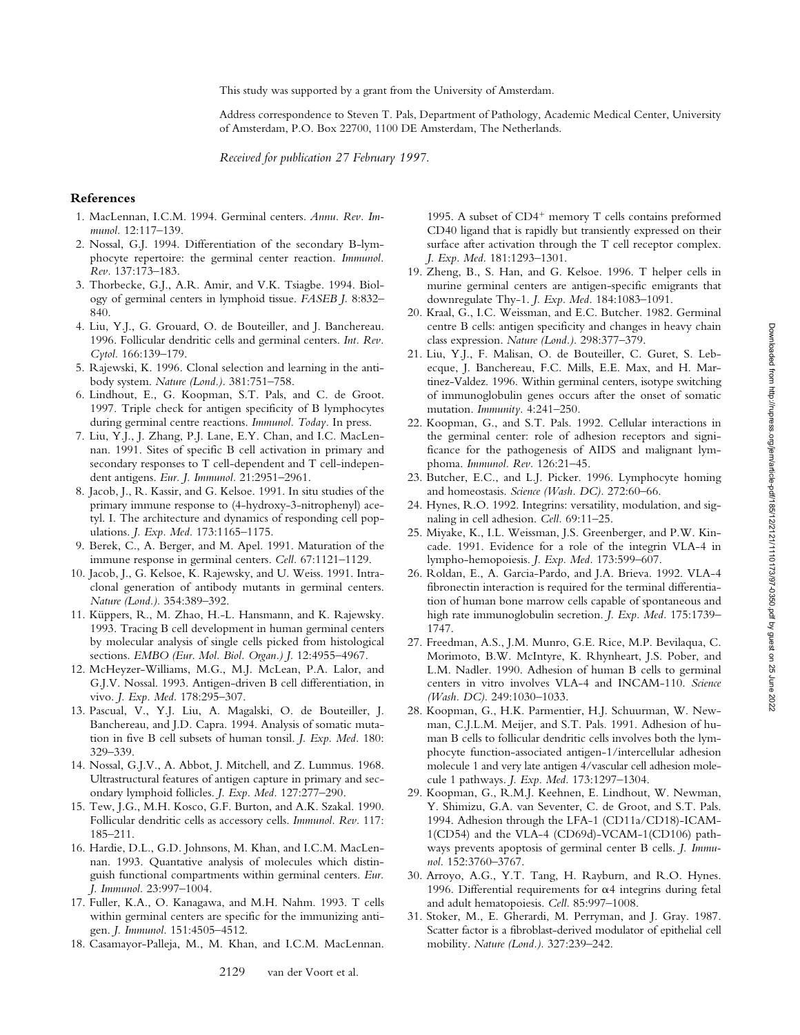This study was supported by a grant from the University of Amsterdam.

Address correspondence to Steven T. Pals, Department of Pathology, Academic Medical Center, University of Amsterdam, P.O. Box 22700, 1100 DE Amsterdam, The Netherlands.

*Received for publication 27 February 1997.*

## References

1. MacLennan, I.C.M. 1994. Germinal centers. *Annu. Rev. Immunol.* 12:117–139.
2. Nossal, G.J. 1994. Differentiation of the secondary B-lymphocyte repertoire: the germinal center reaction. *Immunol. Rev.* 137:173–183.
3. Thorbecke, G.J., A.R. Amir, and V.K. Tsiagbe. 1994. Biology of germinal centers in lymphoid tissue. *FASEB J.* 8:832–840.
4. Liu, Y.J., G. Grouard, O. de Bouteiller, and J. Banchereau. 1996. Follicular dendritic cells and germinal centers. *Int. Rev. Cytol.* 166:139–179.
5. Rajewski, K. 1996. Clonal selection and learning in the antibody system. *Nature (Lond.).* 381:751–758.
6. Lindhout, E., G. Koopman, S.T. Pals, and C. de Groot. 1997. Triple check for antigen specificity of B lymphocytes during germinal centre reactions. *Immunol. Today.* In press.
7. Liu, Y.J., J. Zhang, P.J. Lane, E.Y. Chan, and I.C. MacLennan. 1991. Sites of specific B cell activation in primary and secondary responses to T cell-dependent and T cell-independent antigens. *Eur. J. Immunol.* 21:2951–2961.
8. Jacob, J., R. Kassir, and G. Kelsoe. 1991. In situ studies of the primary immune response to (4-hydroxy-3-nitrophenyl) acetyl. I. The architecture and dynamics of responding cell populations. *J. Exp. Med.* 173:1165–1175.
9. Berek, C., A. Berger, and M. Apel. 1991. Maturation of the immune response in germinal centers. *Cell.* 67:1121–1129.
10. Jacob, J., G. Kelsoe, K. Rajewsky, and U. Weiss. 1991. Intraclonal generation of antibody mutants in germinal centers. *Nature (Lond.).* 354:389–392.
11. Küppers, R., M. Zhao, H.-L. Hansmann, and K. Rajewsky. 1993. Tracing B cell development in human germinal centers by molecular analysis of single cells picked from histological sections. *EMBO (Eur. Mol. Biol. Organ.) J.* 12:4955–4967.
12. McHeyzer-Williams, M.G., M.J. McLean, P.A. Lalor, and G.J.V. Nossal. 1993. Antigen-driven B cell differentiation, in vivo. *J. Exp. Med.* 178:295–307.
13. Pascual, V., Y.J. Liu, A. Magalski, O. de Bouteiller, J. Banchereau, and J.D. Capra. 1994. Analysis of somatic mutation in five B cell subsets of human tonsil. *J. Exp. Med.* 180: 329–339.
14. Nossal, G.J.V., A. Abbot, J. Mitchell, and Z. Lummus. 1968. Ultrastructural features of antigen capture in primary and secondary lymphoid follicles. *J. Exp. Med.* 127:277–290.
15. Tew, J.G., M.H. Kosco, G.F. Burton, and A.K. Szakal. 1990. Follicular dendritic cells as accessory cells. *Immunol. Rev.* 117: 185–211.
16. Hardie, D.L., G.D. Johnsons, M. Khan, and I.C.M. MacLennan. 1993. Quantative analysis of molecules which distinguish functional compartments within germinal centers. *Eur. J. Immunol.* 23:997–1004.
17. Fuller, K.A., O. Kanagawa, and M.H. Nahm. 1993. T cells within germinal centers are specific for the immunizing antigen. *J. Immunol.* 151:4505–4512.
18. Casamayor-Palleja, M., M. Khan, and I.C.M. MacLennan. 1995. A subset of $CD4^+$ memory T cells contains preformed CD40 ligand that is rapidly but transiently expressed on their surface after activation through the T cell receptor complex. *J. Exp. Med.* 181:1293–1301.
19. Zheng, B., S. Han, and G. Kelsoe. 1996. T helper cells in murine germinal centers are antigen-specific emigrants that downregulate Thy-1. *J. Exp. Med.* 184:1083–1091.
20. Kraal, G., I.C. Weissman, and E.C. Butcher. 1982. Germinal centre B cells: antigen specificity and changes in heavy chain class expression. *Nature (Lond.).* 298:377–379.
21. Liu, Y.J., F. Malisan, O. de Bouteiller, C. Guret, S. Lebecque, J. Banchereau, F.C. Mills, E.E. Max, and H. Martinez-Valdez. 1996. Within germinal centers, isotype switching of immunoglobulin genes occurs after the onset of somatic mutation. *Immunity.* 4:241–250.
22. Koopman, G., and S.T. Pals. 1992. Cellular interactions in the germinal center: role of adhesion receptors and significance for the pathogenesis of AIDS and malignant lymphoma. *Immunol. Rev.* 126:21–45.
23. Butcher, E.C., and L.J. Picker. 1996. Lymphocyte homing and homeostasis. *Science (Wash. DC).* 272:60–66.
24. Hynes, R.O. 1992. Integrins: versatility, modulation, and signaling in cell adhesion. *Cell.* 69:11–25.
25. Miyake, K., I.L. Weissman, J.S. Greenberger, and P.W. Kincade. 1991. Evidence for a role of the integrin VLA-4 in lympho-hemopoiesis. *J. Exp. Med.* 173:599–607.
26. Roldan, E., A. Garcia-Pardo, and J.A. Brieva. 1992. VLA-4 fibronectin interaction is required for the terminal differentiation of human bone marrow cells capable of spontaneous and high rate immunoglobulin secretion. *J. Exp. Med.* 175:1739–1747.
27. Freedman, A.S., J.M. Munro, G.E. Rice, M.P. Bevilaqua, C. Morimoto, B.W. McIntyre, K. Rhynheart, J.S. Pober, and L.M. Nadler. 1990. Adhesion of human B cells to germinal centers in vitro involves VLA-4 and INCAM-110. *Science (Wash. DC).* 249:1030–1033.
28. Koopman, G., H.K. Parmentier, H.J. Schuurman, W. Newman, C.J.L.M. Meijer, and S.T. Pals. 1991. Adhesion of human B cells to follicular dendritic cells involves both the lymphocyte function-associated antigen-1/intercellular adhesion molecule 1 and very late antigen 4/vascular cell adhesion molecule 1 pathways. *J. Exp. Med.* 173:1297–1304.
29. Koopman, G., R.M.J. Keehnen, E. Lindhout, W. Newman, Y. Shimizu, G.A. van Seventer, C. de Groot, and S.T. Pals. 1994. Adhesion through the LFA-1 (CD11a/CD18)-ICAM-1(CD54) and the VLA-4 (CD69d)-VCAM-1(CD106) pathways prevents apoptosis of germinal center B cells. *J. Immunol.* 152:3760–3767.
30. Arroyo, A.G., Y.T. Tang, H. Rayburn, and R.O. Hynes. 1996. Differential requirements for $\alpha4$ integrins during fetal and adult hematopoiesis. *Cell.* 85:997–1008.
31. Stoker, M., E. Gherardi, M. Perryman, and J. Gray. 1987. Scatter factor is a fibroblast-derived modulator of epithelial cell mobility. *Nature (Lond.).* 327:239–242.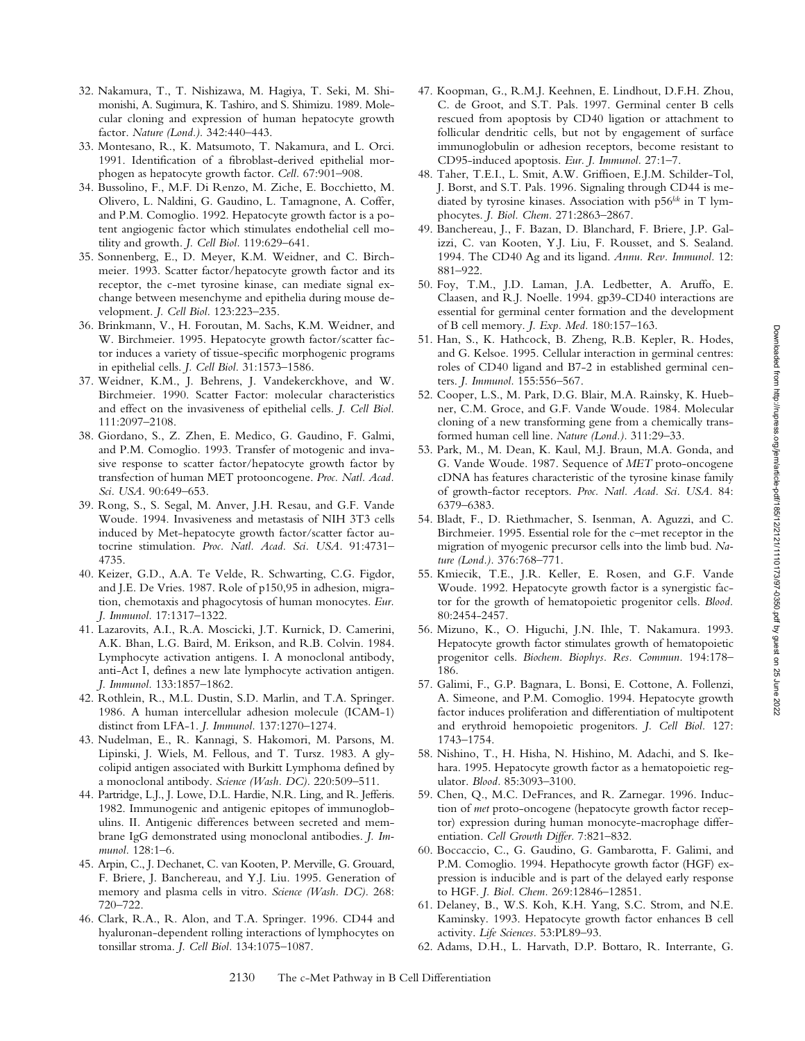32. Nakamura, T., T. Nishizawa, M. Hagiya, T. Seki, M. Shimonishi, A. Sugimura, K. Tashiro, and S. Shimizu. 1989. Molecular cloning and expression of human hepatocyte growth factor. *Nature (Lond.).* 342:440–443.
33. Montesano, R., K. Matsumoto, T. Nakamura, and L. Orci. 1991. Identification of a fibroblast-derived epithelial morphogen as hepatocyte growth factor. *Cell.* 67:901–908.
34. Bussolino, F., M.F. Di Renzo, M. Ziche, E. Bocchietto, M. Olivero, L. Naldini, G. Gaudino, L. Tamagnone, A. Coffer, and P.M. Comoglio. 1992. Hepatocyte growth factor is a potent angiogenic factor which stimulates endothelial cell motility and growth. *J. Cell Biol.* 119:629–641.
35. Sonnenberg, E., D. Meyer, K.M. Weidner, and C. Birchmeier. 1993. Scatter factor/hepatocyte growth factor and its receptor, the c-met tyrosine kinase, can mediate signal exchange between mesenchyme and epithelia during mouse development. *J. Cell Biol.* 123:223–235.
36. Brinkmann, V., H. Foroutan, M. Sachs, K.M. Weidner, and W. Birchmeier. 1995. Hepatocyte growth factor/scatter factor induces a variety of tissue-specific morphogenic programs in epithelial cells. *J. Cell Biol.* 31:1573–1586.
37. Weidner, K.M., J. Behrens, J. Vandekerckhove, and W. Birchmeier. 1990. Scatter Factor: molecular characteristics and effect on the invasiveness of epithelial cells. *J. Cell Biol.* 111:2097–2108.
38. Giordano, S., Z. Zhen, E. Medico, G. Gaudino, F. Galmi, and P.M. Comoglio. 1993. Transfer of motogenic and invasive response to scatter factor/hepatocyte growth factor by transfection of human MET protooncogene. *Proc. Natl. Acad. Sci. USA.* 90:649–653.
39. Rong, S., S. Segal, M. Anver, J.H. Resau, and G.F. Vande Woude. 1994. Invasiveness and metastasis of NIH 3T3 cells induced by Met-hepatocyte growth factor/scatter factor autocrine stimulation. *Proc. Natl. Acad. Sci. USA.* 91:4731–4735.
40. Keizer, G.D., A.A. Te Velde, R. Schwarting, C.G. Figdor, and J.E. De Vries. 1987. Role of p150,95 in adhesion, migration, chemotaxis and phagocytosis of human monocytes. *Eur. J. Immunol.* 17:1317–1322.
41. Lazarovits, A.I., R.A. Moscicki, J.T. Kurnick, D. Camerini, A.K. Bhan, L.G. Baird, M. Erikson, and R.B. Colvin. 1984. Lymphocyte activation antigens. I. A monoclonal antibody, anti-Act I, defines a new late lymphocyte activation antigen. *J. Immunol.* 133:1857–1862.
42. Rothlein, R., M.L. Dustin, S.D. Marlin, and T.A. Springer. 1986. A human intercellular adhesion molecule (ICAM-1) distinct from LFA-1. *J. Immunol.* 137:1270–1274.
43. Nudelman, E., R. Kannagi, S. Hakomori, M. Parsons, M. Lipinski, J. Wiels, M. Fellous, and T. Tursz. 1983. A glycolipid antigen associated with Burkitt Lymphoma defined by a monoclonal antibody. *Science (Wash. DC).* 220:509–511.
44. Partridge, L.J., J. Lowe, D.L. Hardie, N.R. Ling, and R. Jefferis. 1982. Immunogenic and antigenic epitopes of immunoglobulins. II. Antigenic differences between secreted and membrane IgG demonstrated using monoclonal antibodies. *J. Immunol.* 128:1–6.
45. Arpin, C., J. Dechanet, C. van Kooten, P. Merville, G. Grouard, F. Briere, J. Banchereau, and Y.J. Liu. 1995. Generation of memory and plasma cells in vitro. *Science (Wash. DC).* 268: 720–722.
46. Clark, R.A., R. Alon, and T.A. Springer. 1996. CD44 and hyaluronan-dependent rolling interactions of lymphocytes on tonsillar stroma. *J. Cell Biol.* 134:1075–1087.
47. Koopman, G., R.M.J. Keehnen, E. Lindhout, D.F.H. Zhou, C. de Groot, and S.T. Pals. 1997. Germinal center B cells rescued from apoptosis by CD40 ligation or attachment to follicular dendritic cells, but not by engagement of surface immunoglobulin or adhesion receptors, become resistant to CD95-induced apoptosis. *Eur. J. Immunol.* 27:1–7.
48. Taher, T.E.I., L. Smit, A.W. Griffioen, E.J.M. Schilder-Tol, J. Borst, and S.T. Pals. 1996. Signaling through CD44 is mediated by tyrosine kinases. Association with p56$^{lck}$ in T lymphocytes. *J. Biol. Chem.* 271:2863–2867.
49. Banchereau, J., F. Bazan, D. Blanchard, F. Briere, J.P. Galizzi, C. van Kooten, Y.J. Liu, F. Rousset, and S. Sealand. 1994. The CD40 Ag and its ligand. *Annu. Rev. Immunol.* 12: 881–922.
50. Foy, T.M., J.D. Laman, J.A. Ledbetter, A. Aruffo, E. Claasen, and R.J. Noelle. 1994. gp39-CD40 interactions are essential for germinal center formation and the development of B cell memory. *J. Exp. Med.* 180:157–163.
51. Han, S., K. Hathcock, B. Zheng, R.B. Kepler, R. Hodes, and G. Kelsoe. 1995. Cellular interaction in germinal centres: roles of CD40 ligand and B7-2 in established germinal centers. *J. Immunol.* 155:556–567.
52. Cooper, L.S., M. Park, D.G. Blair, M.A. Rainsky, K. Huebner, C.M. Groce, and G.F. Vande Woude. 1984. Molecular cloning of a new transforming gene from a chemically transformed human cell line. *Nature (Lond.).* 311:29–33.
53. Park, M., M. Dean, K. Kaul, M.J. Braun, M.A. Gonda, and G. Vande Woude. 1987. Sequence of *MET* proto-oncogene cDNA has features characteristic of the tyrosine kinase family of growth-factor receptors. *Proc. Natl. Acad. Sci. USA.* 84: 6379–6383.
54. Bladt, F., D. Riethmacher, S. Isenman, A. Aguzzi, and C. Birchmeier. 1995. Essential role for the c–met receptor in the migration of myogenic precursor cells into the limb bud. *Nature (Lond.).* 376:768–771.
55. Kmiecik, T.E., J.R. Keller, E. Rosen, and G.F. Vande Woude. 1992. Hepatocyte growth factor is a synergistic factor for the growth of hematopoietic progenitor cells. *Blood.* 80:2454-2457.
56. Mizuno, K., O. Higuchi, J.N. Ihle, T. Nakamura. 1993. Hepatocyte growth factor stimulates growth of hematopoietic progenitor cells. *Biochem. Biophys. Res. Commun.* 194:178–186.
57. Galimi, F., G.P. Bagnara, L. Bonsi, E. Cottone, A. Follenzi, A. Simeone, and P.M. Comoglio. 1994. Hepatocyte growth factor induces proliferation and differentiation of multipotent and erythroid hemopoietic progenitors. *J. Cell Biol.* 127: 1743–1754.
58. Nishino, T., H. Hisha, N. Hishino, M. Adachi, and S. Ikehara. 1995. Hepatocyte growth factor as a hematopoietic regulator. *Blood.* 85:3093–3100.
59. Chen, Q., M.C. DeFrances, and R. Zarnegar. 1996. Induction of *met* proto-oncogene (hepatocyte growth factor receptor) expression during human monocyte-macrophage differentiation. *Cell Growth Differ.* 7:821–832.
60. Boccaccio, C., G. Gaudino, G. Gambarotta, F. Galimi, and P.M. Comoglio. 1994. Hepathocyte growth factor (HGF) expression is inducible and is part of the delayed early response to HGF. *J. Biol. Chem.* 269:12846–12851.
61. Delaney, B., W.S. Koh, K.H. Yang, S.C. Strom, and N.E. Kaminsky. 1993. Hepatocyte growth factor enhances B cell activity. *Life Sciences.* 53:PL89–93.
62. Adams, D.H., L. Harvath, D.P. Bottaro, R. Interrante, G.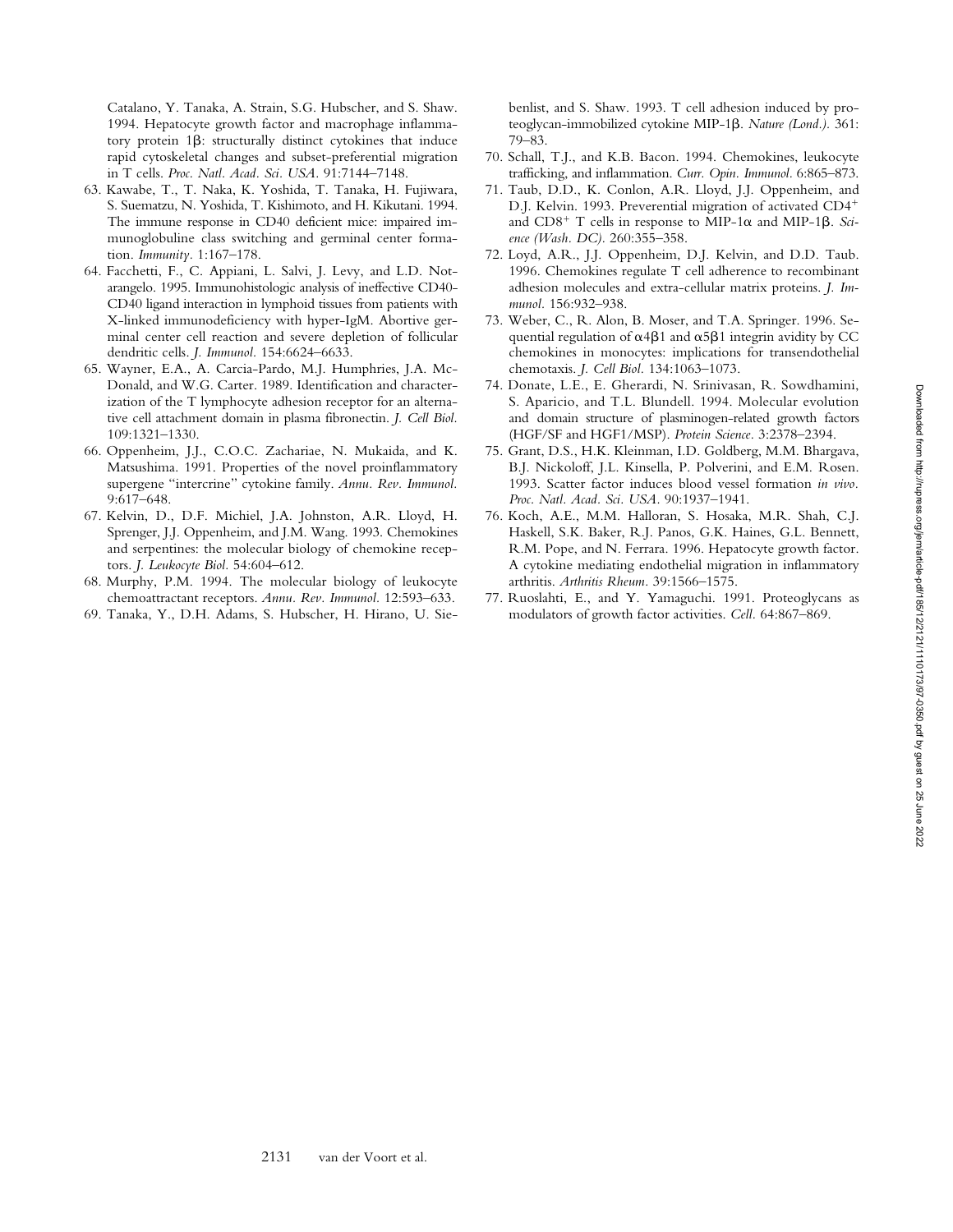Catalano, Y. Tanaka, A. Strain, S.G. Hubscher, and S. Shaw. 1994. Hepatocyte growth factor and macrophage inflammatory protein 1β: structurally distinct cytokines that induce rapid cytoskeletal changes and subset-preferential migration in T cells. *Proc. Natl. Acad. Sci. USA.* 91:7144–7148.

63. Kawabe, T., T. Naka, K. Yoshida, T. Tanaka, H. Fujiwara, S. Suematzu, N. Yoshida, T. Kishimoto, and H. Kikutani. 1994. The immune response in CD40 deficient mice: impaired immunoglobuline class switching and germinal center formation. *Immunity.* 1:167–178.
64. Facchetti, F., C. Appiani, L. Salvi, J. Levy, and L.D. Notarangelo. 1995. Immunohistologic analysis of ineffective CD40-CD40 ligand interaction in lymphoid tissues from patients with X-linked immunodeficiency with hyper-IgM. Abortive germinal center cell reaction and severe depletion of follicular dendritic cells. *J. Immunol.* 154:6624–6633.
65. Wayner, E.A., A. Carcia-Pardo, M.J. Humphries, J.A. McDonald, and W.G. Carter. 1989. Identification and characterization of the T lymphocyte adhesion receptor for an alternative cell attachment domain in plasma fibronectin. *J. Cell Biol.* 109:1321–1330.
66. Oppenheim, J.J., C.O.C. Zachariae, N. Mukaida, and K. Matsushima. 1991. Properties of the novel proinflammatory supergene "intercrine" cytokine family. *Annu. Rev. Immunol.* 9:617–648.
67. Kelvin, D., D.F. Michiel, J.A. Johnston, A.R. Lloyd, H. Sprenger, J.J. Oppenheim, and J.M. Wang. 1993. Chemokines and serpentines: the molecular biology of chemokine receptors. *J. Leukocyte Biol.* 54:604–612.
68. Murphy, P.M. 1994. The molecular biology of leukocyte chemoattractant receptors. *Annu. Rev. Immunol.* 12:593–633.
69. Tanaka, Y., D.H. Adams, S. Hubscher, H. Hirano, U. Siebenlist, and S. Shaw. 1993. T cell adhesion induced by proteoglycan-immobilized cytokine MIP-1β. *Nature (Lond.).* 361: 79–83.
70. Schall, T.J., and K.B. Bacon. 1994. Chemokines, leukocyte trafficking, and inflammation. *Curr. Opin. Immunol.* 6:865–873.
71. Taub, D.D., K. Conlon, A.R. Lloyd, J.J. Oppenheim, and D.J. Kelvin. 1993. Preverential migration of activated $CD4^+$ and $CD8^+$ T cells in response to MIP-1α and MIP-1β. *Science (Wash. DC).* 260:355–358.
72. Loyd, A.R., J.J. Oppenheim, D.J. Kelvin, and D.D. Taub. 1996. Chemokines regulate T cell adherence to recombinant adhesion molecules and extra-cellular matrix proteins. *J. Immunol.* 156:932–938.
73. Weber, C., R. Alon, B. Moser, and T.A. Springer. 1996. Sequential regulation of α4β1 and α5β1 integrin avidity by CC chemokines in monocytes: implications for transendothelial chemotaxis. *J. Cell Biol.* 134:1063–1073.
74. Donate, L.E., E. Gherardi, N. Srinivasan, R. Sowdhamini, S. Aparicio, and T.L. Blundell. 1994. Molecular evolution and domain structure of plasminogen-related growth factors (HGF/SF and HGF1/MSP). *Protein Science.* 3:2378–2394.
75. Grant, D.S., H.K. Kleinman, I.D. Goldberg, M.M. Bhargava, B.J. Nickoloff, J.L. Kinsella, P. Polverini, and E.M. Rosen. 1993. Scatter factor induces blood vessel formation *in vivo*. *Proc. Natl. Acad. Sci. USA.* 90:1937–1941.
76. Koch, A.E., M.M. Halloran, S. Hosaka, M.R. Shah, C.J. Haskell, S.K. Baker, R.J. Panos, G.K. Haines, G.L. Bennett, R.M. Pope, and N. Ferrara. 1996. Hepatocyte growth factor. A cytokine mediating endothelial migration in inflammatory arthritis. *Arthritis Rheum.* 39:1566–1575.
77. Ruoslahti, E., and Y. Yamaguchi. 1991. Proteoglycans as modulators of growth factor activities. *Cell.* 64:867–869.